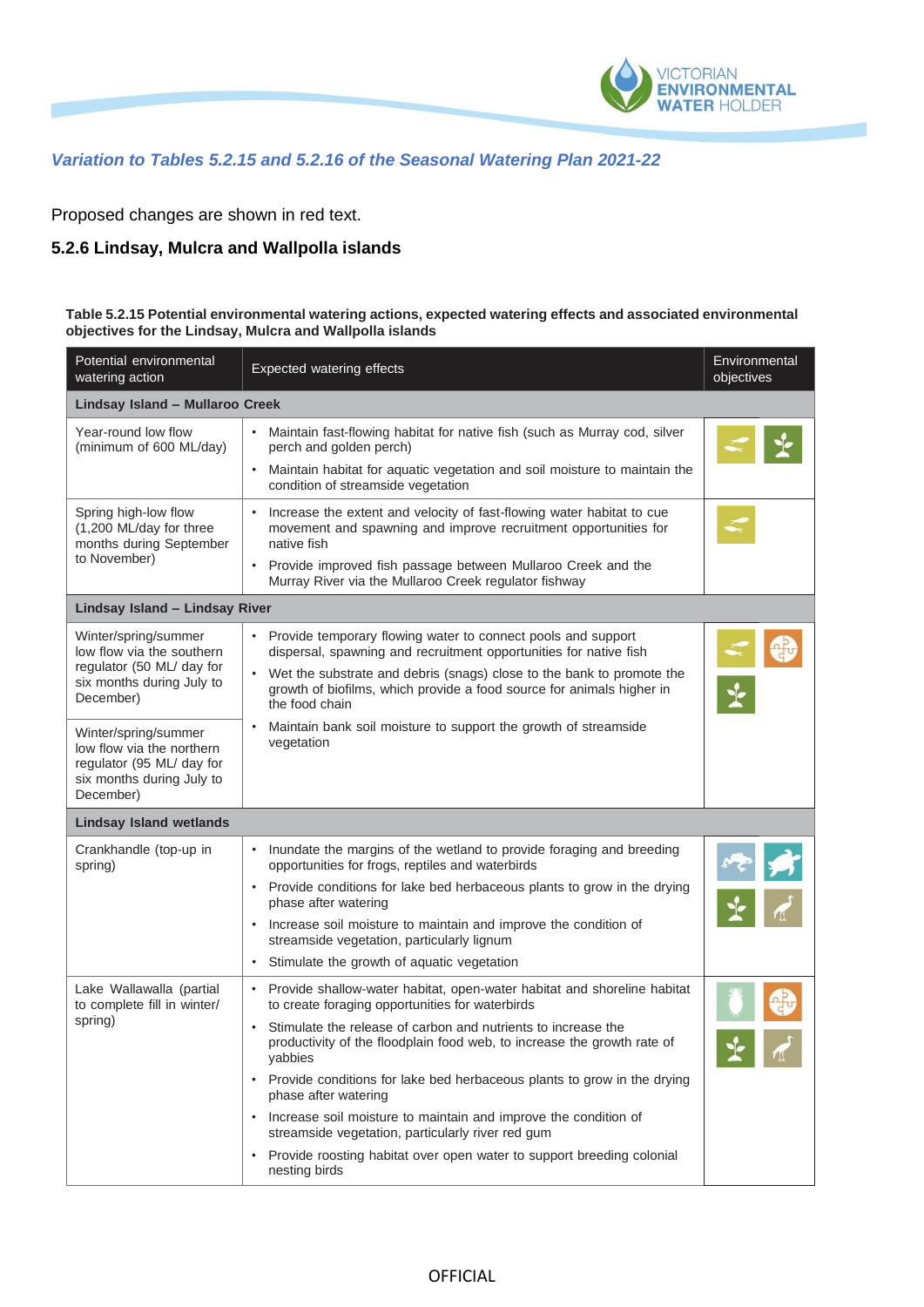*Variation to Tables 5.2.15 and 5.2.16 of the Seasonal Watering Plan 2021-22*

Proposed changes are shown in red text.

## 5.2.6 Lindsay, Mulcra and Wallpolla islands

**Table 5.2.15 Potential environmental watering actions, expected watering effects and associated environmental objectives for the Lindsay, Mulcra and Wallpolla islands**

| Potential environmental watering action | Expected watering effects | Environmental objectives |
|---|---|---|
| **Lindsay Island – Mullaroo Creek** | | |
| Year-round low flow (minimum of 600 ML/day) | • Maintain fast-flowing habitat for native fish (such as Murray cod, silver perch and golden perch)<br>• Maintain habitat for aquatic vegetation and soil moisture to maintain the condition of streamside vegetation | |
| Spring high-low flow (1,200 ML/day for three months during September to November) | • Increase the extent and velocity of fast-flowing water habitat to cue movement and spawning and improve recruitment opportunities for native fish<br>• Provide improved fish passage between Mullaroo Creek and the Murray River via the Mullaroo Creek regulator fishway | |
| **Lindsay Island – Lindsay River** | | |
| Winter/spring/summer low flow via the southern regulator (50 ML/ day for six months during July to December) | • Provide temporary flowing water to connect pools and support dispersal, spawning and recruitment opportunities for native fish<br>• Wet the substrate and debris (snags) close to the bank to promote the growth of biofilms, which provide a food source for animals higher in the food chain<br>• Maintain bank soil moisture to support the growth of streamside vegetation | |
| Winter/spring/summer low flow via the northern regulator (95 ML/ day for six months during July to December) | | |
| **Lindsay Island wetlands** | | |
| Crankhandle (top-up in spring) | • Inundate the margins of the wetland to provide foraging and breeding opportunities for frogs, reptiles and waterbirds<br>• Provide conditions for lake bed herbaceous plants to grow in the drying phase after watering<br>• Increase soil moisture to maintain and improve the condition of streamside vegetation, particularly lignum<br>• Stimulate the growth of aquatic vegetation | |
| Lake Wallawalla (partial to complete fill in winter/ spring) | • Provide shallow-water habitat, open-water habitat and shoreline habitat to create foraging opportunities for waterbirds<br>• Stimulate the release of carbon and nutrients to increase the productivity of the floodplain food web, to increase the growth rate of yabbies<br>• Provide conditions for lake bed herbaceous plants to grow in the drying phase after watering<br>• Increase soil moisture to maintain and improve the condition of streamside vegetation, particularly river red gum<br>• Provide roosting habitat over open water to support breeding colonial nesting birds | |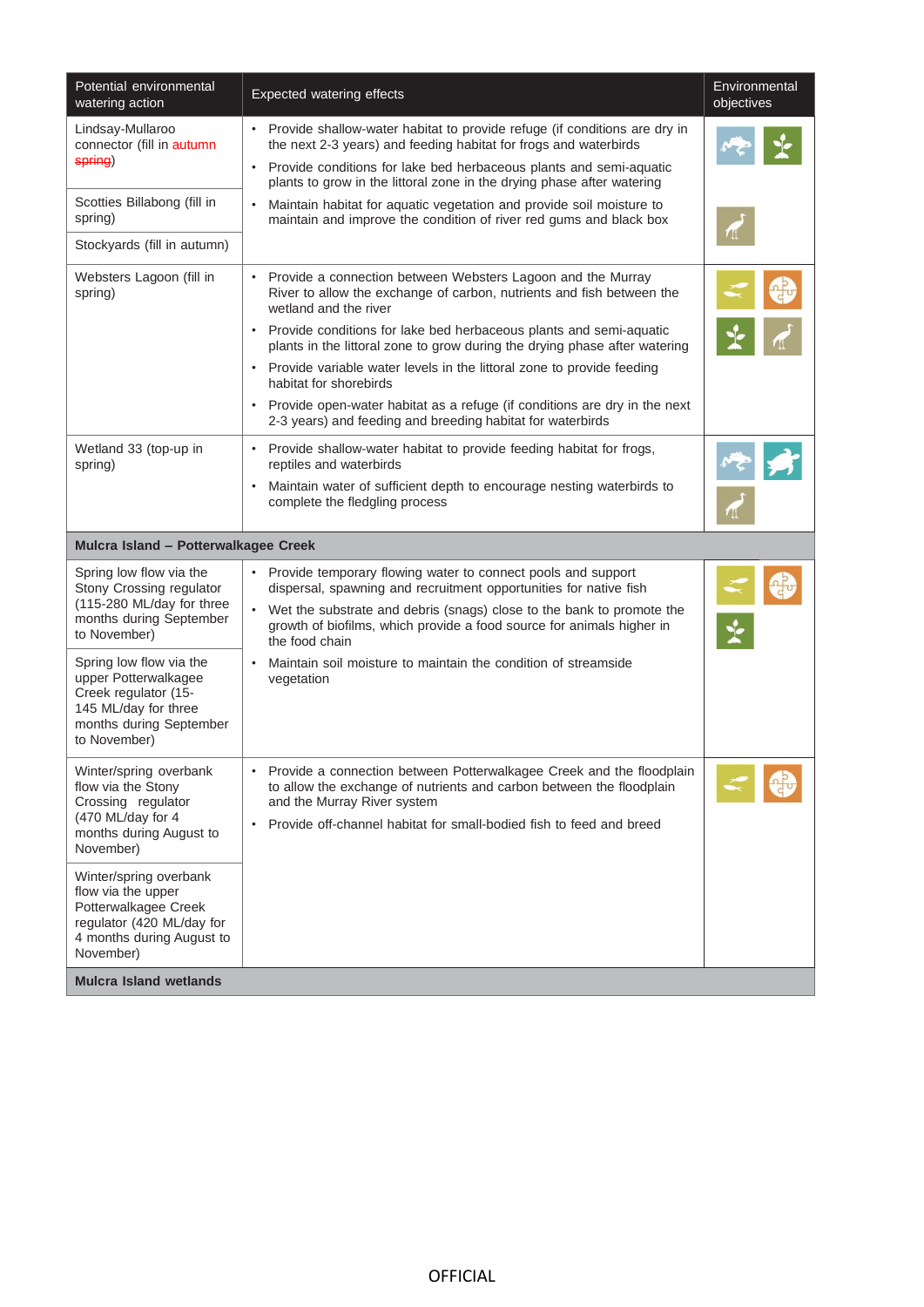| Potential environmental watering action | Expected watering effects | Environmental objectives |
|---|---|---|
| Lindsay-Mullaroo connector (fill in autumn ~~spring~~) | • Provide shallow-water habitat to provide refuge (if conditions are dry in the next 2-3 years) and feeding habitat for frogs and waterbirds<br>• Provide conditions for lake bed herbaceous plants and semi-aquatic plants to grow in the littoral zone in the drying phase after watering | |
| Scotties Billabong (fill in spring) | • Maintain habitat for aquatic vegetation and provide soil moisture to maintain and improve the condition of river red gums and black box | |
| Stockyards (fill in autumn) | | |
| Websters Lagoon (fill in spring) | • Provide a connection between Websters Lagoon and the Murray River to allow the exchange of carbon, nutrients and fish between the wetland and the river<br>• Provide conditions for lake bed herbaceous plants and semi-aquatic plants in the littoral zone to grow during the drying phase after watering<br>• Provide variable water levels in the littoral zone to provide feeding habitat for shorebirds<br>• Provide open-water habitat as a refuge (if conditions are dry in the next 2-3 years) and feeding and breeding habitat for waterbirds | |
| Wetland 33 (top-up in spring) | • Provide shallow-water habitat to provide feeding habitat for frogs, reptiles and waterbirds<br>• Maintain water of sufficient depth to encourage nesting waterbirds to complete the fledgling process | |
| **Mulcra Island – Potterwalkagee Creek** | | |
| Spring low flow via the Stony Crossing regulator (115-280 ML/day for three months during September to November) | • Provide temporary flowing water to connect pools and support dispersal, spawning and recruitment opportunities for native fish<br>• Wet the substrate and debris (snags) close to the bank to promote the growth of biofilms, which provide a food source for animals higher in the food chain | |
| Spring low flow via the upper Potterwalkagee Creek regulator (15-145 ML/day for three months during September to November) | • Maintain soil moisture to maintain the condition of streamside vegetation | |
| Winter/spring overbank flow via the Stony Crossing regulator (470 ML/day for 4 months during August to November) | • Provide a connection between Potterwalkagee Creek and the floodplain to allow the exchange of nutrients and carbon between the floodplain and the Murray River system<br>• Provide off-channel habitat for small-bodied fish to feed and breed | |
| Winter/spring overbank flow via the upper Potterwalkagee Creek regulator (420 ML/day for 4 months during August to November) | | |
| **Mulcra Island wetlands** | | |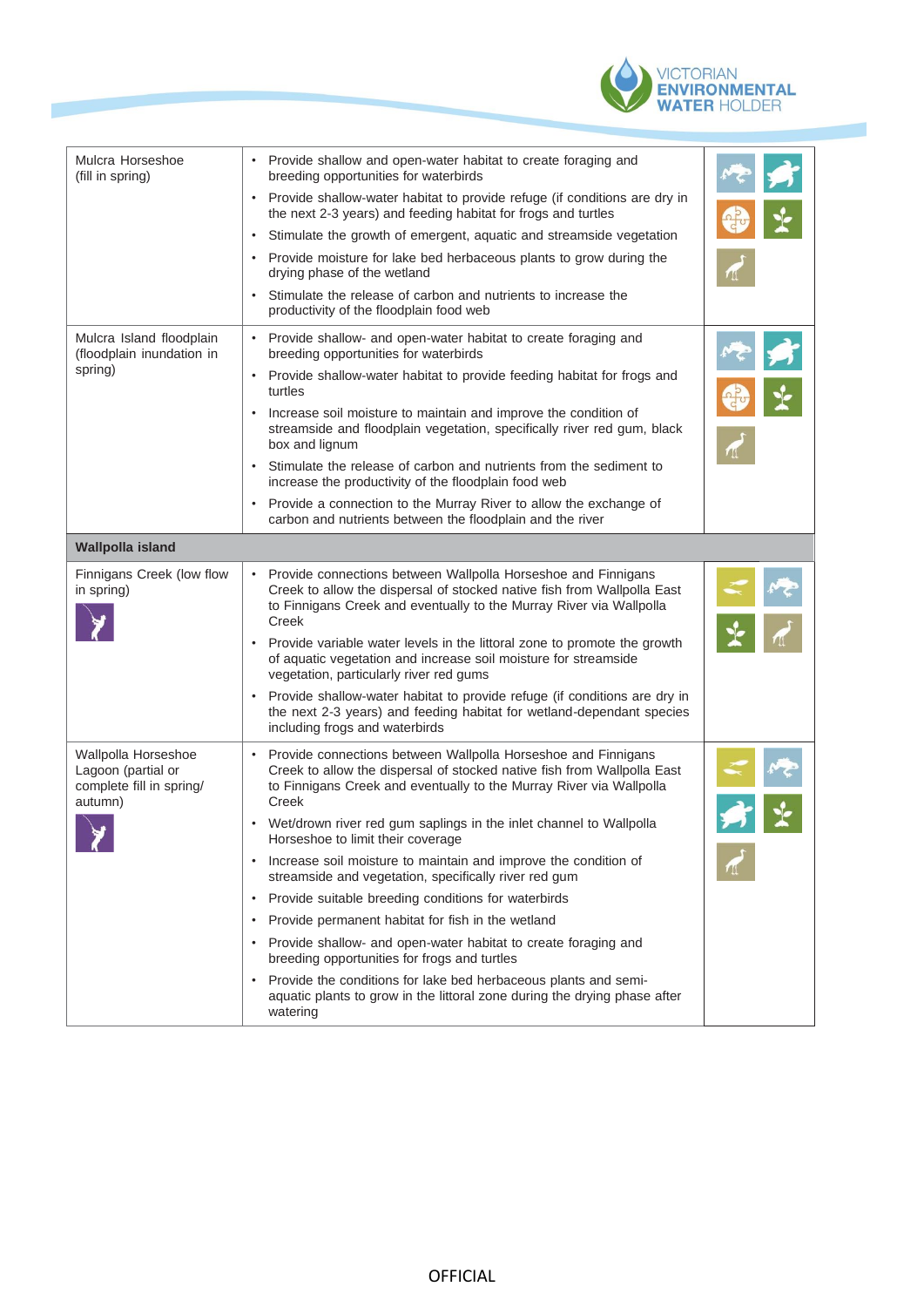| | | |
|---|---|---|
| Mulcra Horseshoe (fill in spring) | • Provide shallow and open-water habitat to create foraging and breeding opportunities for waterbirds<br>• Provide shallow-water habitat to provide refuge (if conditions are dry in the next 2-3 years) and feeding habitat for frogs and turtles<br>• Stimulate the growth of emergent, aquatic and streamside vegetation<br>• Provide moisture for lake bed herbaceous plants to grow during the drying phase of the wetland<br>• Stimulate the release of carbon and nutrients to increase the productivity of the floodplain food web | |
| Mulcra Island floodplain (floodplain inundation in spring) | • Provide shallow- and open-water habitat to create foraging and breeding opportunities for waterbirds<br>• Provide shallow-water habitat to provide feeding habitat for frogs and turtles<br>• Increase soil moisture to maintain and improve the condition of streamside and floodplain vegetation, specifically river red gum, black box and lignum<br>• Stimulate the release of carbon and nutrients from the sediment to increase the productivity of the floodplain food web<br>• Provide a connection to the Murray River to allow the exchange of carbon and nutrients between the floodplain and the river | |
| **Wallpolla island** | | |
| Finnigans Creek (low flow in spring) | • Provide connections between Wallpolla Horseshoe and Finnigans Creek to allow the dispersal of stocked native fish from Wallpolla East to Finnigans Creek and eventually to the Murray River via Wallpolla Creek<br>• Provide variable water levels in the littoral zone to promote the growth of aquatic vegetation and increase soil moisture for streamside vegetation, particularly river red gums<br>• Provide shallow-water habitat to provide refuge (if conditions are dry in the next 2-3 years) and feeding habitat for wetland-dependant species including frogs and waterbirds | |
| Wallpolla Horseshoe Lagoon (partial or complete fill in spring/ autumn) | • Provide connections between Wallpolla Horseshoe and Finnigans Creek to allow the dispersal of stocked native fish from Wallpolla East to Finnigans Creek and eventually to the Murray River via Wallpolla Creek<br>• Wet/drown river red gum saplings in the inlet channel to Wallpolla Horseshoe to limit their coverage<br>• Increase soil moisture to maintain and improve the condition of streamside and vegetation, specifically river red gum<br>• Provide suitable breeding conditions for waterbirds<br>• Provide permanent habitat for fish in the wetland<br>• Provide shallow- and open-water habitat to create foraging and breeding opportunities for frogs and turtles<br>• Provide the conditions for lake bed herbaceous plants and semi-aquatic plants to grow in the littoral zone during the drying phase after watering | |

OFFICIAL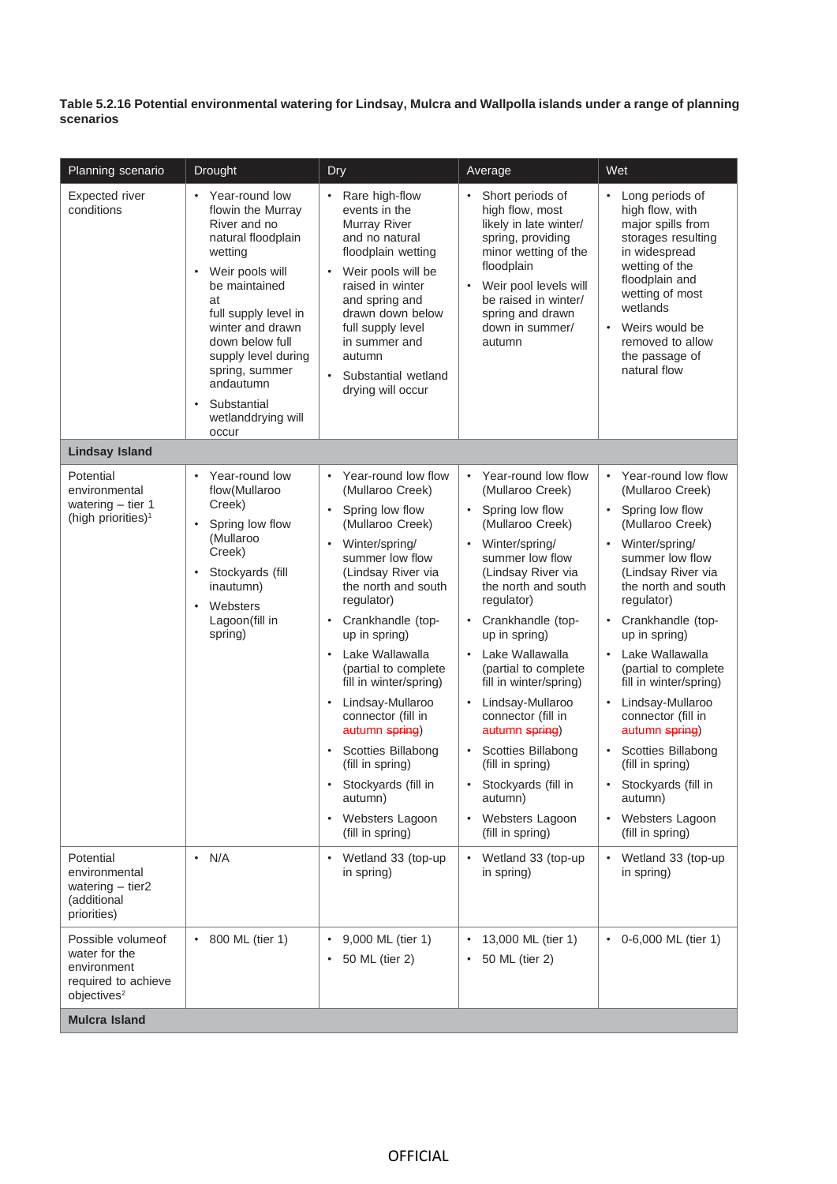**Table 5.2.16 Potential environmental watering for Lindsay, Mulcra and Wallpolla islands under a range of planning scenarios**

| Planning scenario | Drought | Dry | Average | Wet |
|---|---|---|---|---|
| Expected river conditions | • Year-round low flowin the Murray River and no natural floodplain wetting<br>• Weir pools will be maintained at full supply level in winter and drawn down below full supply level during spring, summer andautumn<br>• Substantial wetlanddrying will occur | • Rare high-flow events in the Murray River and no natural floodplain wetting<br>• Weir pools will be raised in winter and spring and drawn down below full supply level in summer and autumn<br>• Substantial wetland drying will occur | • Short periods of high flow, most likely in late winter/ spring, providing minor wetting of the floodplain<br>• Weir pool levels will be raised in winter/ spring and drawn down in summer/ autumn | • Long periods of high flow, with major spills from storages resulting in widespread wetting of the floodplain and wetting of most wetlands<br>• Weirs would be removed to allow the passage of natural flow |
| **Lindsay Island** | | | | |
| Potential environmental watering – tier 1 (high priorities)[1] | • Year-round low flow(Mullaroo Creek)<br>• Spring low flow (Mullaroo Creek)<br>• Stockyards (fill inautumn)<br>• Websters Lagoon(fill in spring) | • Year-round low flow (Mullaroo Creek)<br>• Spring low flow (Mullaroo Creek)<br>• Winter/spring/ summer low flow (Lindsay River via the north and south regulator)<br>• Crankhandle (top-up in spring)<br>• Lake Wallawalla (partial to complete fill in winter/spring)<br>• Lindsay-Mullaroo connector (fill in autumn ~~spring~~)<br>• Scotties Billabong (fill in spring)<br>• Stockyards (fill in autumn)<br>• Websters Lagoon (fill in spring) | • Year-round low flow (Mullaroo Creek)<br>• Spring low flow (Mullaroo Creek)<br>• Winter/spring/ summer low flow (Lindsay River via the north and south regulator)<br>• Crankhandle (top-up in spring)<br>• Lake Wallawalla (partial to complete fill in winter/spring)<br>• Lindsay-Mullaroo connector (fill in autumn ~~spring~~)<br>• Scotties Billabong (fill in spring)<br>• Stockyards (fill in autumn)<br>• Websters Lagoon (fill in spring) | • Year-round low flow (Mullaroo Creek)<br>• Spring low flow (Mullaroo Creek)<br>• Winter/spring/ summer low flow (Lindsay River via the north and south regulator)<br>• Crankhandle (top-up in spring)<br>• Lake Wallawalla (partial to complete fill in winter/spring)<br>• Lindsay-Mullaroo connector (fill in autumn ~~spring~~)<br>• Scotties Billabong (fill in spring)<br>• Stockyards (fill in autumn)<br>• Websters Lagoon (fill in spring) |
| Potential environmental watering – tier2 (additional priorities) | • N/A | • Wetland 33 (top-up in spring) | • Wetland 33 (top-up in spring) | • Wetland 33 (top-up in spring) |
| Possible volumeof water for the environment required to achieve objectives[2] | • 800 ML (tier 1) | • 9,000 ML (tier 1)<br>• 50 ML (tier 2) | • 13,000 ML (tier 1)<br>• 50 ML (tier 2) | • 0-6,000 ML (tier 1) |
| **Mulcra Island** | | | | |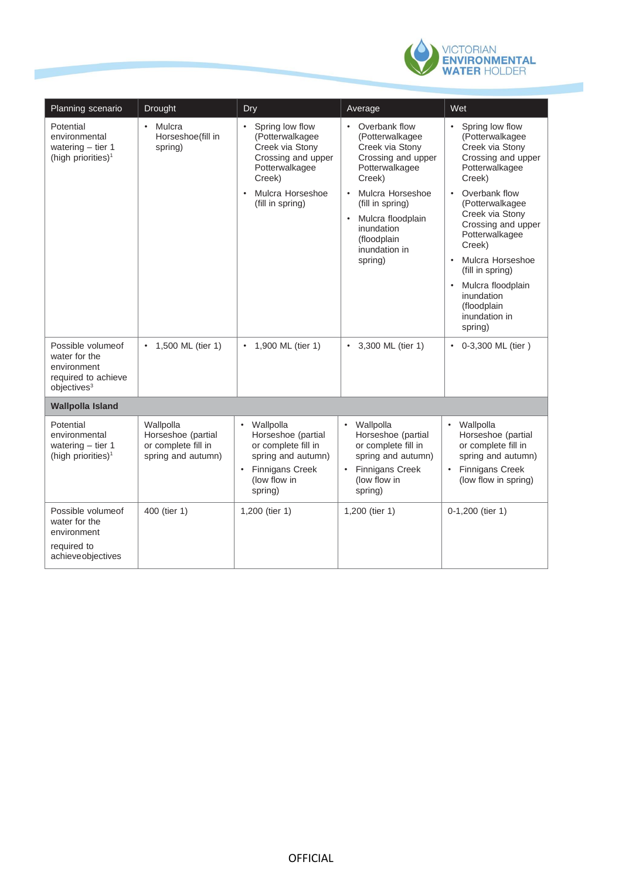| Planning scenario | Drought | Dry | Average | Wet |
|---|---|---|---|---|
| Potential environmental watering – tier 1 (high priorities)[1] | • Mulcra Horseshoe(fill in spring) | • Spring low flow (Potterwalkagee Creek via Stony Crossing and upper Potterwalkagee Creek)<br>• Mulcra Horseshoe (fill in spring) | • Overbank flow (Potterwalkagee Creek via Stony Crossing and upper Potterwalkagee Creek)<br>• Mulcra Horseshoe (fill in spring)<br>• Mulcra floodplain inundation (floodplain inundation in spring) | • Spring low flow (Potterwalkagee Creek via Stony Crossing and upper Potterwalkagee Creek)<br>• Overbank flow (Potterwalkagee Creek via Stony Crossing and upper Potterwalkagee Creek)<br>• Mulcra Horseshoe (fill in spring)<br>• Mulcra floodplain inundation (floodplain inundation in spring) |
| Possible volumeof water for the environment required to achieve objectives[3] | • 1,500 ML (tier 1) | • 1,900 ML (tier 1) | • 3,300 ML (tier 1) | • 0-3,300 ML (tier ) |
| **Wallpolla Island** | | | | |
| Potential environmental watering – tier 1 (high priorities)[1] | Wallpolla Horseshoe (partial or complete fill in spring and autumn) | • Wallpolla Horseshoe (partial or complete fill in spring and autumn)<br>• Finnigans Creek (low flow in spring) | • Wallpolla Horseshoe (partial or complete fill in spring and autumn)<br>• Finnigans Creek (low flow in spring) | • Wallpolla Horseshoe (partial or complete fill in spring and autumn)<br>• Finnigans Creek (low flow in spring) |
| Possible volumeof water for the environment required to achieveobjectives | 400 (tier 1) | 1,200 (tier 1) | 1,200 (tier 1) | 0-1,200 (tier 1) |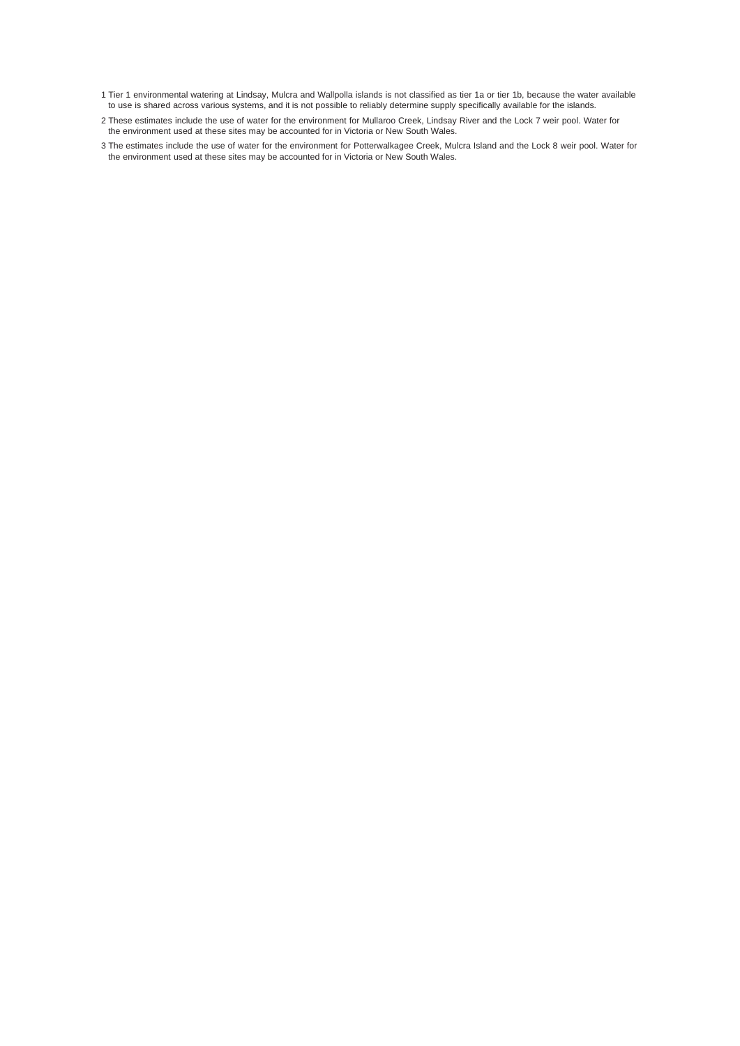1 Tier 1 environmental watering at Lindsay, Mulcra and Wallpolla islands is not classified as tier 1a or tier 1b, because the water available to use is shared across various systems, and it is not possible to reliably determine supply specifically available for the islands.

2 These estimates include the use of water for the environment for Mullaroo Creek, Lindsay River and the Lock 7 weir pool. Water for the environment used at these sites may be accounted for in Victoria or New South Wales.

3 The estimates include the use of water for the environment for Potterwalkagee Creek, Mulcra Island and the Lock 8 weir pool. Water for the environment used at these sites may be accounted for in Victoria or New South Wales.